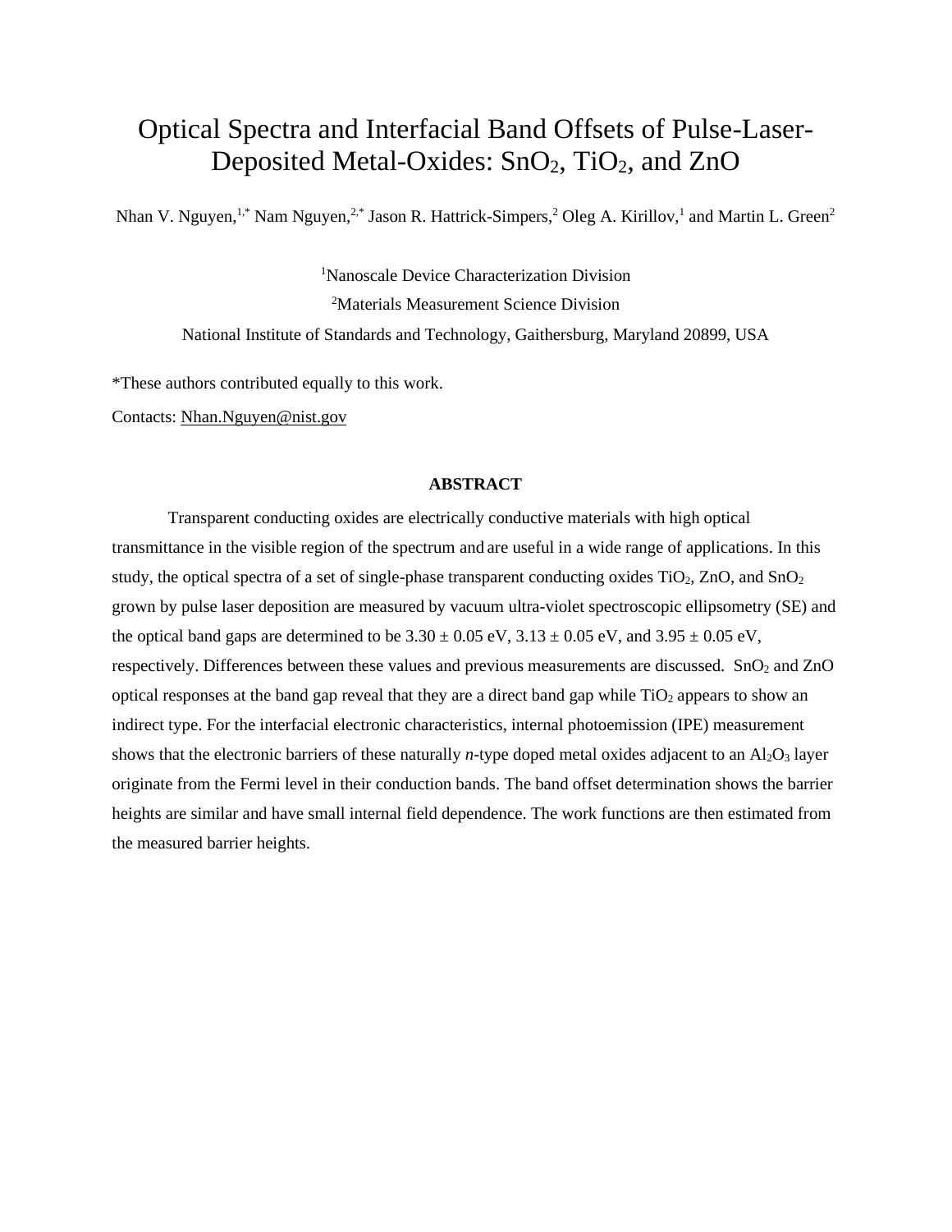# Optical Spectra and Interfacial Band Offsets of Pulse-Laser-Deposited Metal-Oxides: $SnO_2$, $TiO_2$, and ZnO

Nhan V. Nguyen,[1,*] Nam Nguyen,[2,*] Jason R. Hattrick-Simpers,[2] Oleg A. Kirillov,[1] and Martin L. Green[2]

[1]Nanoscale Device Characterization Division

[2]Materials Measurement Science Division

National Institute of Standards and Technology, Gaithersburg, Maryland 20899, USA

*These authors contributed equally to this work.

Contacts: Nhan.Nguyen@nist.gov

**ABSTRACT**

Transparent conducting oxides are electrically conductive materials with high optical transmittance in the visible region of the spectrum and are useful in a wide range of applications. In this study, the optical spectra of a set of single-phase transparent conducting oxides $TiO_2$, ZnO, and $SnO_2$ grown by pulse laser deposition are measured by vacuum ultra-violet spectroscopic ellipsometry (SE) and the optical band gaps are determined to be $3.30 \pm 0.05$ eV, $3.13 \pm 0.05$ eV, and $3.95 \pm 0.05$ eV, respectively. Differences between these values and previous measurements are discussed. $SnO_2$ and ZnO optical responses at the band gap reveal that they are a direct band gap while $TiO_2$ appears to show an indirect type. For the interfacial electronic characteristics, internal photoemission (IPE) measurement shows that the electronic barriers of these naturally *n*-type doped metal oxides adjacent to an $Al_2O_3$ layer originate from the Fermi level in their conduction bands. The band offset determination shows the barrier heights are similar and have small internal field dependence. The work functions are then estimated from the measured barrier heights.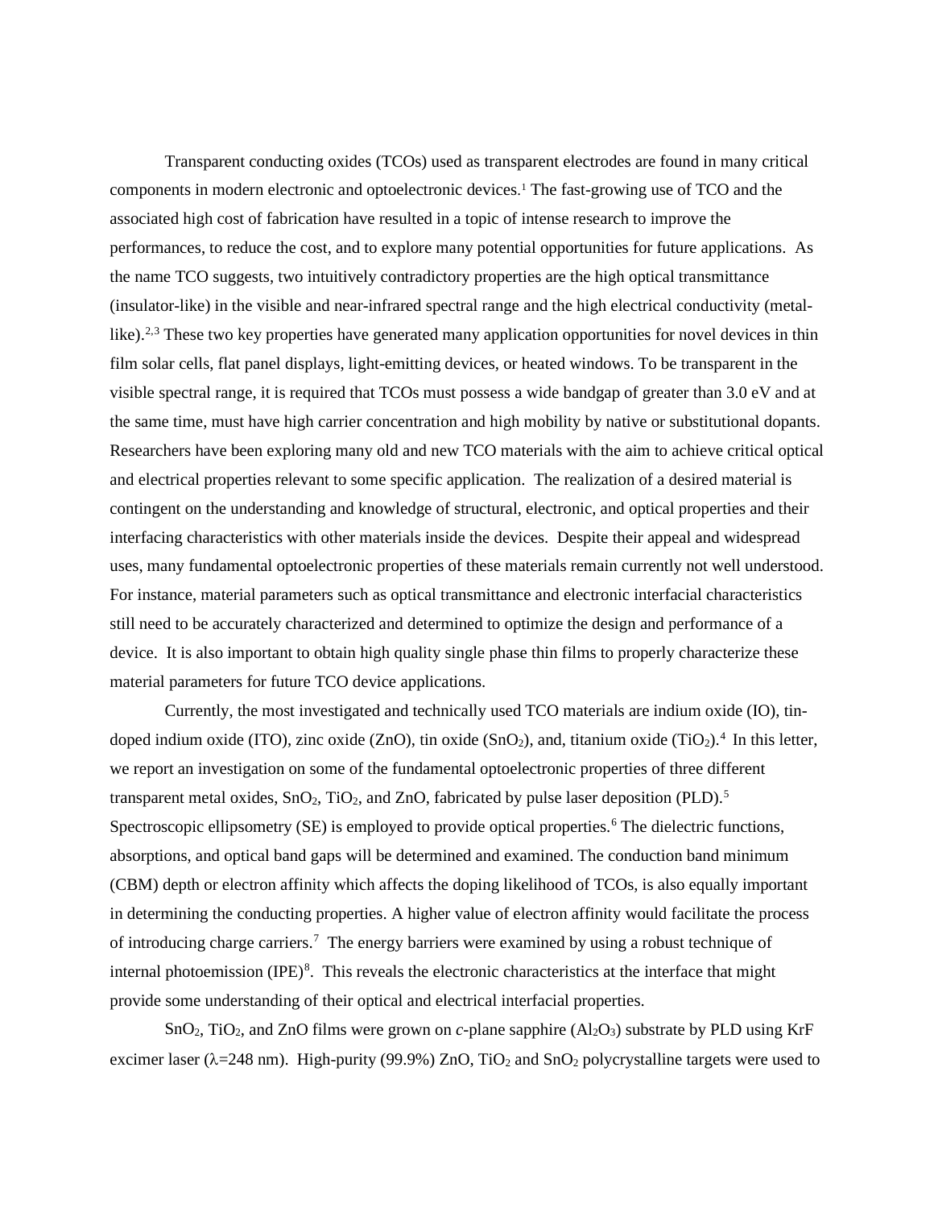Transparent conducting oxides (TCOs) used as transparent electrodes are found in many critical components in modern electronic and optoelectronic devices.[1] The fast-growing use of TCO and the associated high cost of fabrication have resulted in a topic of intense research to improve the performances, to reduce the cost, and to explore many potential opportunities for future applications. As the name TCO suggests, two intuitively contradictory properties are the high optical transmittance (insulator-like) in the visible and near-infrared spectral range and the high electrical conductivity (metal-like).[2,3] These two key properties have generated many application opportunities for novel devices in thin film solar cells, flat panel displays, light-emitting devices, or heated windows. To be transparent in the visible spectral range, it is required that TCOs must possess a wide bandgap of greater than 3.0 eV and at the same time, must have high carrier concentration and high mobility by native or substitutional dopants. Researchers have been exploring many old and new TCO materials with the aim to achieve critical optical and electrical properties relevant to some specific application. The realization of a desired material is contingent on the understanding and knowledge of structural, electronic, and optical properties and their interfacing characteristics with other materials inside the devices. Despite their appeal and widespread uses, many fundamental optoelectronic properties of these materials remain currently not well understood. For instance, material parameters such as optical transmittance and electronic interfacial characteristics still need to be accurately characterized and determined to optimize the design and performance of a device. It is also important to obtain high quality single phase thin films to properly characterize these material parameters for future TCO device applications.

Currently, the most investigated and technically used TCO materials are indium oxide (IO), tin-doped indium oxide (ITO), zinc oxide (ZnO), tin oxide ($SnO_2$), and, titanium oxide ($TiO_2$).[4] In this letter, we report an investigation on some of the fundamental optoelectronic properties of three different transparent metal oxides, $SnO_2$, $TiO_2$, and ZnO, fabricated by pulse laser deposition (PLD).[5] Spectroscopic ellipsometry (SE) is employed to provide optical properties.[6] The dielectric functions, absorptions, and optical band gaps will be determined and examined. The conduction band minimum (CBM) depth or electron affinity which affects the doping likelihood of TCOs, is also equally important in determining the conducting properties. A higher value of electron affinity would facilitate the process of introducing charge carriers.[7] The energy barriers were examined by using a robust technique of internal photoemission (IPE)[8]. This reveals the electronic characteristics at the interface that might provide some understanding of their optical and electrical interfacial properties.

$SnO_2$, $TiO_2$, and ZnO films were grown on *c*-plane sapphire ($Al_2O_3$) substrate by PLD using KrF excimer laser ($\lambda$=248 nm). High-purity (99.9%) ZnO, $TiO_2$ and $SnO_2$ polycrystalline targets were used to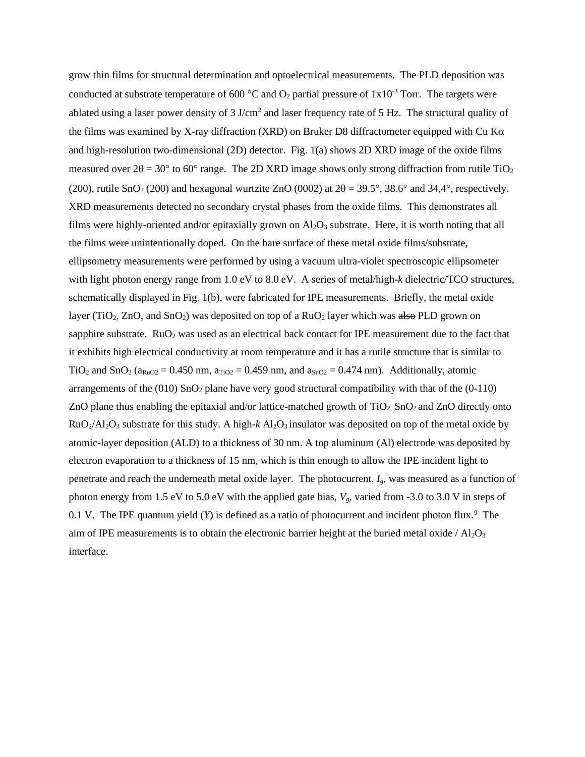grow thin films for structural determination and optoelectrical measurements. The PLD deposition was conducted at substrate temperature of 600 °C and $O_2$ partial pressure of $1x10^{-3}$ Torr. The targets were ablated using a laser power density of 3 J/cm$^2$ and laser frequency rate of 5 Hz. The structural quality of the films was examined by X-ray diffraction (XRD) on Bruker D8 diffractometer equipped with Cu K$\alpha$ and high-resolution two-dimensional (2D) detector. Fig. 1(a) shows 2D XRD image of the oxide films measured over $2\theta = 30°$ to $60°$ range. The 2D XRD image shows only strong diffraction from rutile $TiO_2$ (200), rutile $SnO_2$ (200) and hexagonal wurtzite ZnO (0002) at $2\theta = 39.5°$, $38.6°$ and 34,4°, respectively. XRD measurements detected no secondary crystal phases from the oxide films. This demonstrates all films were highly-oriented and/or epitaxially grown on $Al_2O_3$ substrate. Here, it is worth noting that all the films were unintentionally doped. On the bare surface of these metal oxide films/substrate, ellipsometry measurements were performed by using a vacuum ultra-violet spectroscopic ellipsometer with light photon energy range from 1.0 eV to 8.0 eV. A series of metal/high-*k* dielectric/TCO structures, schematically displayed in Fig. 1(b), were fabricated for IPE measurements. Briefly, the metal oxide layer ($TiO_2$, ZnO, and $SnO_2$) was deposited on top of a $RuO_2$ layer which was ~~also~~ PLD grown on sapphire substrate. $RuO_2$ was used as an electrical back contact for IPE measurement due to the fact that it exhibits high electrical conductivity at room temperature and it has a rutile structure that is similar to $TiO_2$ and $SnO_2$ ($a_{RuO2} = 0.450$ nm, $a_{TiO2} = 0.459$ nm, and $a_{SnO2} = 0.474$ nm). Additionally, atomic arrangements of the (010) $SnO_2$ plane have very good structural compatibility with that of the (0-110) ZnO plane thus enabling the epitaxial and/or lattice-matched growth of $TiO_2$, $SnO_2$ and ZnO directly onto $RuO_2/Al_2O_3$ substrate for this study. A high-*k* $Al_2O_3$ insulator was deposited on top of the metal oxide by atomic-layer deposition (ALD) to a thickness of 30 nm. A top aluminum (Al) electrode was deposited by electron evaporation to a thickness of 15 nm, which is thin enough to allow the IPE incident light to penetrate and reach the underneath metal oxide layer. The photocurrent, $I_g$, was measured as a function of photon energy from 1.5 eV to 5.0 eV with the applied gate bias, $V_g$, varied from -3.0 to 3.0 V in steps of 0.1 V. The IPE quantum yield ($Y$) is defined as a ratio of photocurrent and incident photon flux.[9] The aim of IPE measurements is to obtain the electronic barrier height at the buried metal oxide / $Al_2O_3$ interface.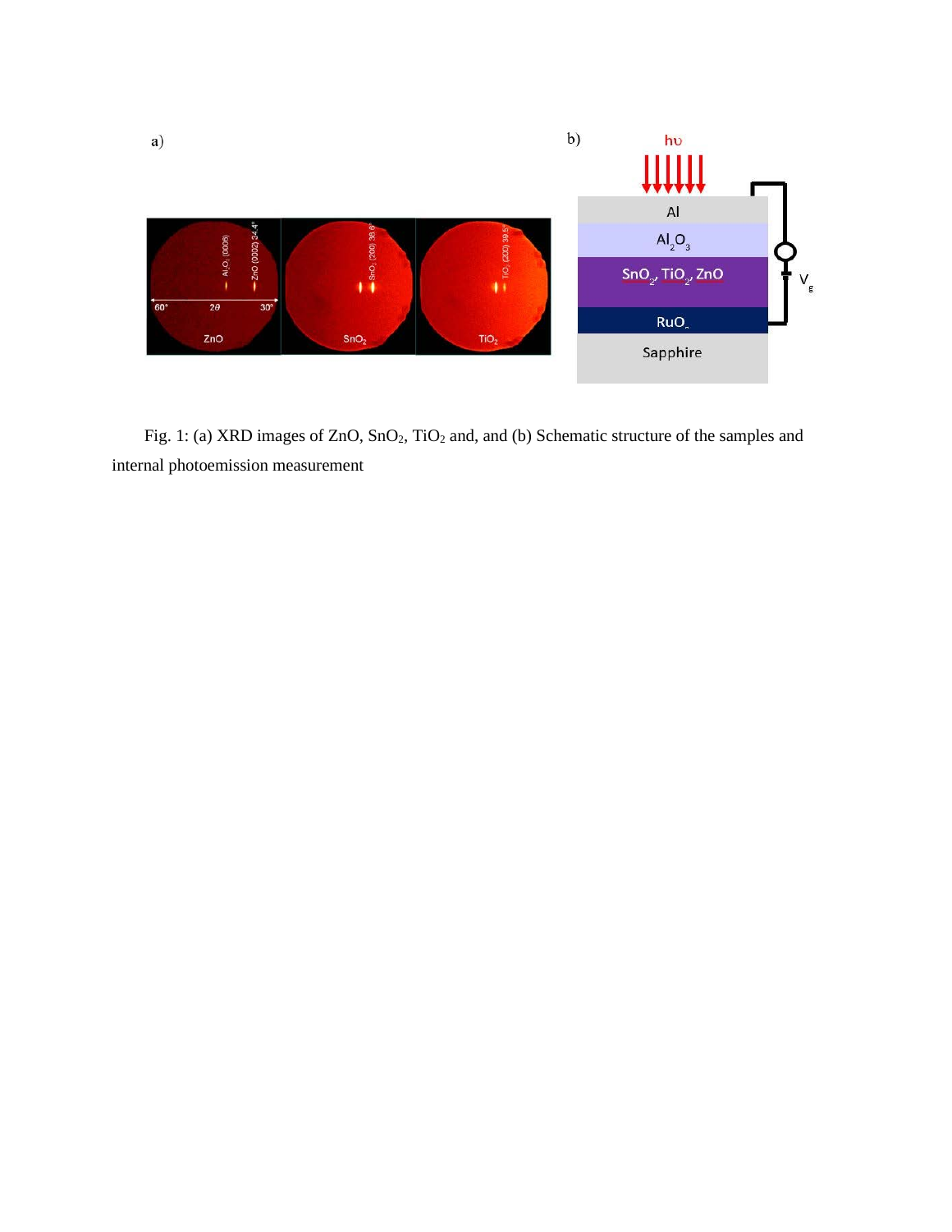Fig. 1: (a) XRD images of ZnO, $SnO_2$, $TiO_2$ and, and (b) Schematic structure of the samples and internal photoemission measurement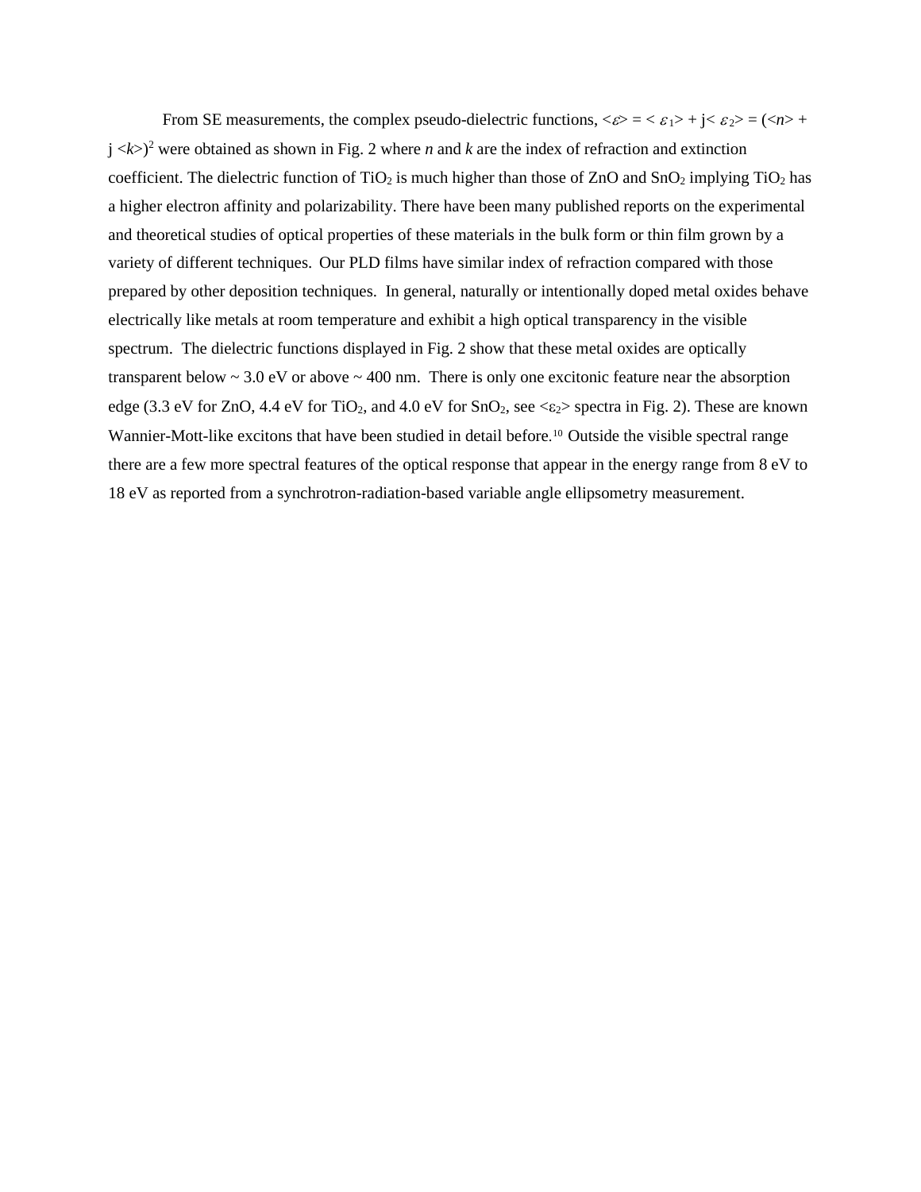From SE measurements, the complex pseudo-dielectric functions, $\langle \varepsilon \rangle = \langle \varepsilon_1 \rangle + j\langle \varepsilon_2 \rangle = (\langle n \rangle + j\langle k \rangle)^2$ were obtained as shown in Fig. 2 where *n* and *k* are the index of refraction and extinction coefficient. The dielectric function of $TiO_2$ is much higher than those of ZnO and $SnO_2$ implying $TiO_2$ has a higher electron affinity and polarizability. There have been many published reports on the experimental and theoretical studies of optical properties of these materials in the bulk form or thin film grown by a variety of different techniques. Our PLD films have similar index of refraction compared with those prepared by other deposition techniques. In general, naturally or intentionally doped metal oxides behave electrically like metals at room temperature and exhibit a high optical transparency in the visible spectrum. The dielectric functions displayed in Fig. 2 show that these metal oxides are optically transparent below ~ 3.0 eV or above ~ 400 nm. There is only one excitonic feature near the absorption edge (3.3 eV for ZnO, 4.4 eV for $TiO_2$, and 4.0 eV for $SnO_2$, see $\langle \varepsilon_2 \rangle$ spectra in Fig. 2). These are known Wannier-Mott-like excitons that have been studied in detail before.[10] Outside the visible spectral range there are a few more spectral features of the optical response that appear in the energy range from 8 eV to 18 eV as reported from a synchrotron-radiation-based variable angle ellipsometry measurement.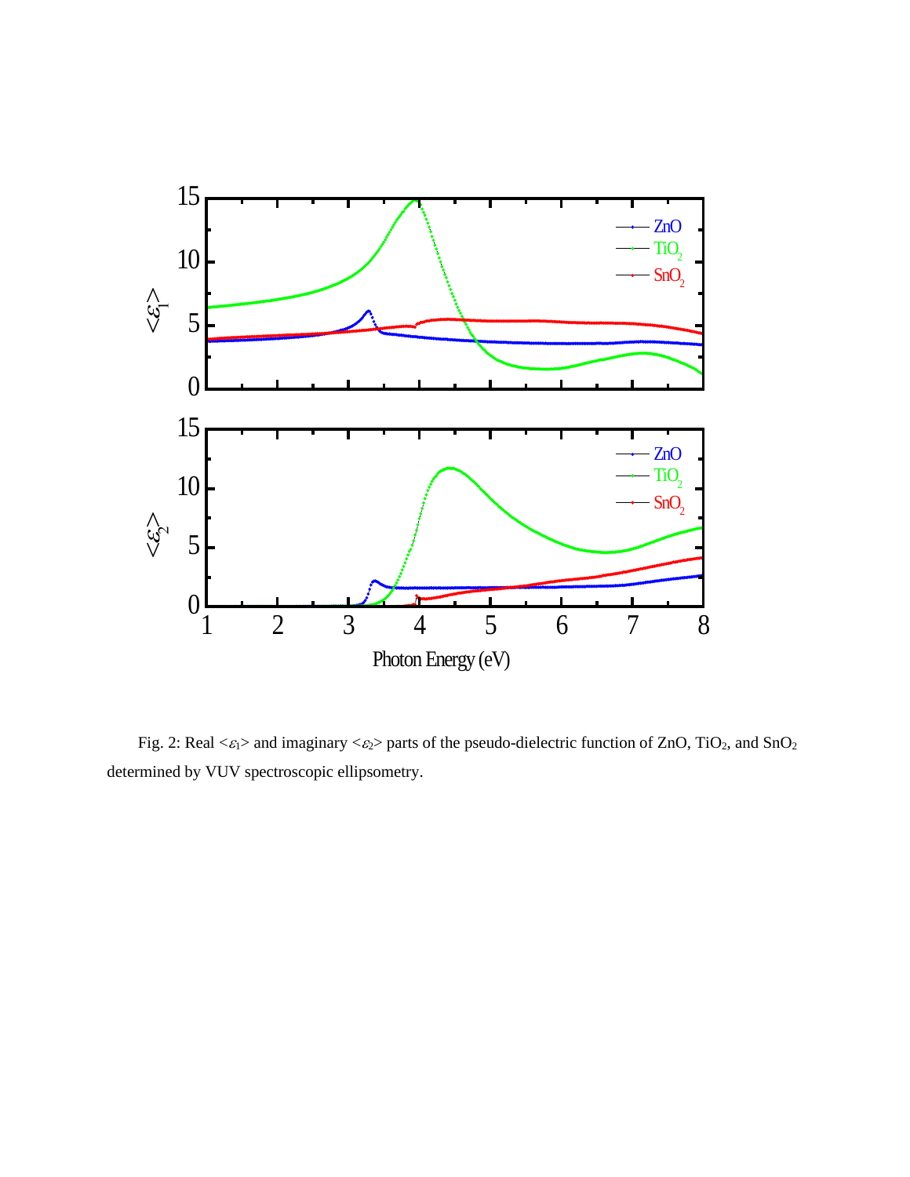Fig. 2: Real $<\varepsilon_1>$ and imaginary $<\varepsilon_2>$ parts of the pseudo-dielectric function of ZnO, $TiO_2$, and $SnO_2$ determined by VUV spectroscopic ellipsometry.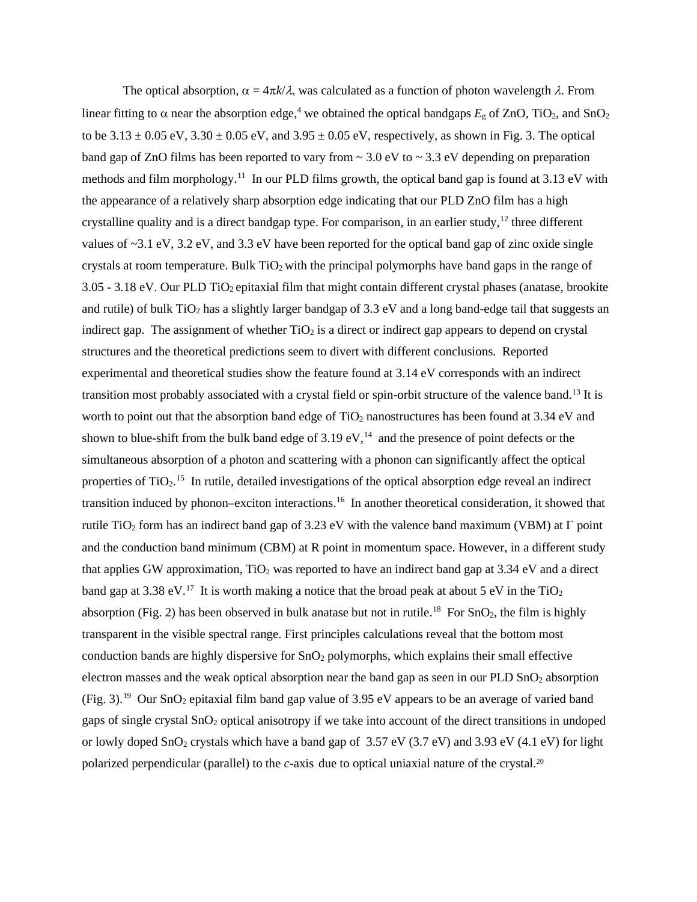The optical absorption, $\alpha = 4\pi k/\lambda$, was calculated as a function of photon wavelength $\lambda$. From linear fitting to $\alpha$ near the absorption edge,[4] we obtained the optical bandgaps $E_g$ of ZnO, $TiO_2$, and $SnO_2$ to be 3.13 ± 0.05 eV, 3.30 ± 0.05 eV, and 3.95 ± 0.05 eV, respectively, as shown in Fig. 3. The optical band gap of ZnO films has been reported to vary from ~ 3.0 eV to ~ 3.3 eV depending on preparation methods and film morphology.[11] In our PLD films growth, the optical band gap is found at 3.13 eV with the appearance of a relatively sharp absorption edge indicating that our PLD ZnO film has a high crystalline quality and is a direct bandgap type. For comparison, in an earlier study,[12] three different values of ~3.1 eV, 3.2 eV, and 3.3 eV have been reported for the optical band gap of zinc oxide single crystals at room temperature. Bulk $TiO_2$ with the principal polymorphs have band gaps in the range of 3.05 - 3.18 eV. Our PLD $TiO_2$ epitaxial film that might contain different crystal phases (anatase, brookite and rutile) of bulk $TiO_2$ has a slightly larger bandgap of 3.3 eV and a long band-edge tail that suggests an indirect gap. The assignment of whether $TiO_2$ is a direct or indirect gap appears to depend on crystal structures and the theoretical predictions seem to divert with different conclusions. Reported experimental and theoretical studies show the feature found at 3.14 eV corresponds with an indirect transition most probably associated with a crystal field or spin-orbit structure of the valence band.[13] It is worth to point out that the absorption band edge of $TiO_2$ nanostructures has been found at 3.34 eV and shown to blue-shift from the bulk band edge of 3.19 eV,[14] and the presence of point defects or the simultaneous absorption of a photon and scattering with a phonon can significantly affect the optical properties of $TiO_2$.[15] In rutile, detailed investigations of the optical absorption edge reveal an indirect transition induced by phonon–exciton interactions.[16] In another theoretical consideration, it showed that rutile $TiO_2$ form has an indirect band gap of 3.23 eV with the valence band maximum (VBM) at Γ point and the conduction band minimum (CBM) at R point in momentum space. However, in a different study that applies GW approximation, $TiO_2$ was reported to have an indirect band gap at 3.34 eV and a direct band gap at 3.38 eV.[17] It is worth making a notice that the broad peak at about 5 eV in the $TiO_2$ absorption (Fig. 2) has been observed in bulk anatase but not in rutile.[18] For $SnO_2$, the film is highly transparent in the visible spectral range. First principles calculations reveal that the bottom most conduction bands are highly dispersive for $SnO_2$ polymorphs, which explains their small effective electron masses and the weak optical absorption near the band gap as seen in our PLD $SnO_2$ absorption (Fig. 3).[19] Our $SnO_2$ epitaxial film band gap value of 3.95 eV appears to be an average of varied band gaps of single crystal $SnO_2$ optical anisotropy if we take into account of the direct transitions in undoped or lowly doped $SnO_2$ crystals which have a band gap of 3.57 eV (3.7 eV) and 3.93 eV (4.1 eV) for light polarized perpendicular (parallel) to the *c*-axis due to optical uniaxial nature of the crystal.[20]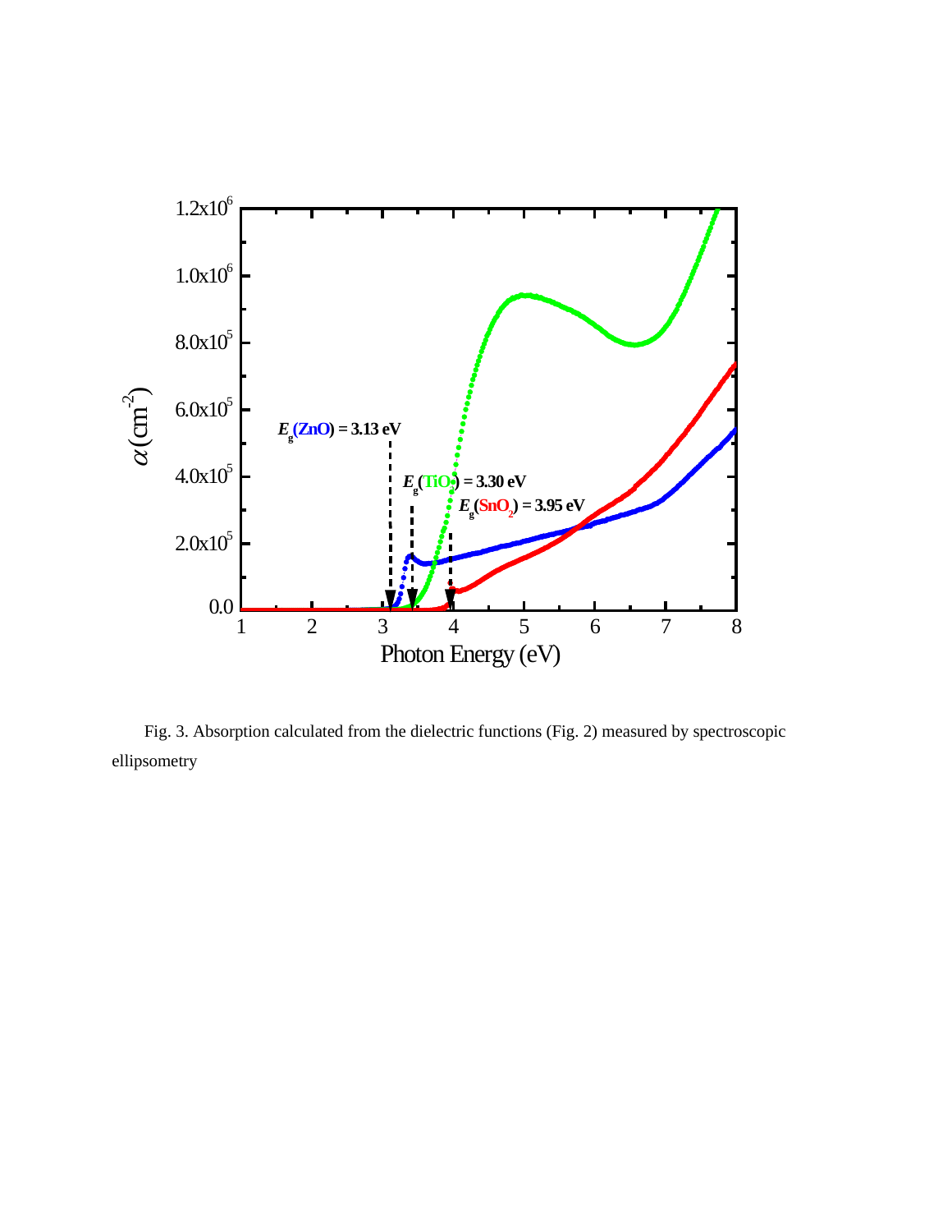Fig. 3. Absorption calculated from the dielectric functions (Fig. 2) measured by spectroscopic ellipsometry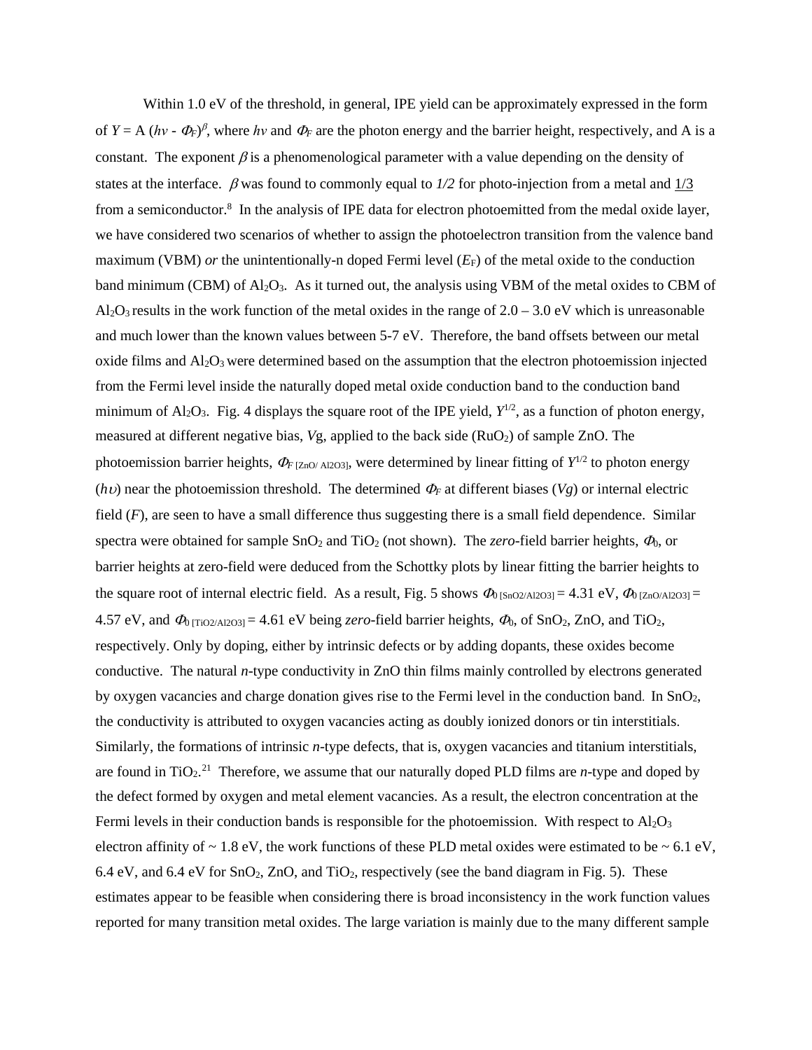Within 1.0 eV of the threshold, in general, IPE yield can be approximately expressed in the form of $Y = A\,(h\nu - \Phi_F)^{\beta}$, where $h\nu$ and $\Phi_F$ are the photon energy and the barrier height, respectively, and A is a constant. The exponent $\beta$ is a phenomenological parameter with a value depending on the density of states at the interface. $\beta$ was found to commonly equal to *1/2* for photo-injection from a metal and 1/3 from a semiconductor.[8] In the analysis of IPE data for electron photoemitted from the medal oxide layer, we have considered two scenarios of whether to assign the photoelectron transition from the valence band maximum (VBM) *or* the unintentionally-n doped Fermi level ($E_F$) of the metal oxide to the conduction band minimum (CBM) of $Al_2O_3$. As it turned out, the analysis using VBM of the metal oxides to CBM of $Al_2O_3$ results in the work function of the metal oxides in the range of 2.0 – 3.0 eV which is unreasonable and much lower than the known values between 5-7 eV. Therefore, the band offsets between our metal oxide films and $Al_2O_3$ were determined based on the assumption that the electron photoemission injected from the Fermi level inside the naturally doped metal oxide conduction band to the conduction band minimum of $Al_2O_3$. Fig. 4 displays the square root of the IPE yield, $Y^{1/2}$, as a function of photon energy, measured at different negative bias, $V$g, applied to the back side ($RuO_2$) of sample ZnO. The photoemission barrier heights, $\Phi_{F\,[ZnO/\,Al2O3]}$, were determined by linear fitting of $Y^{1/2}$ to photon energy ($h\upsilon$) near the photoemission threshold. The determined $\Phi_F$ at different biases ($Vg$) or internal electric field ($F$), are seen to have a small difference thus suggesting there is a small field dependence. Similar spectra were obtained for sample $SnO_2$ and $TiO_2$ (not shown). The *zero*-field barrier heights, $\Phi_0$, or barrier heights at zero-field were deduced from the Schottky plots by linear fitting the barrier heights to the square root of internal electric field. As a result, Fig. 5 shows $\Phi_{0\,[SnO2/Al2O3]} = 4.31$ eV, $\Phi_{0\,[ZnO/Al2O3]} = 4.57$ eV, and $\Phi_{0\,[TiO2/Al2O3]} = 4.61$ eV being *zero*-field barrier heights, $\Phi_0$, of $SnO_2$, ZnO, and $TiO_2$, respectively. Only by doping, either by intrinsic defects or by adding dopants, these oxides become conductive. The natural *n*-type conductivity in ZnO thin films mainly controlled by electrons generated by oxygen vacancies and charge donation gives rise to the Fermi level in the conduction band. In $SnO_2$, the conductivity is attributed to oxygen vacancies acting as doubly ionized donors or tin interstitials. Similarly, the formations of intrinsic *n*-type defects, that is, oxygen vacancies and titanium interstitials, are found in $TiO_2$.[21] Therefore, we assume that our naturally doped PLD films are *n*-type and doped by the defect formed by oxygen and metal element vacancies. As a result, the electron concentration at the Fermi levels in their conduction bands is responsible for the photoemission. With respect to $Al_2O_3$ electron affinity of ~ 1.8 eV, the work functions of these PLD metal oxides were estimated to be ~ 6.1 eV, 6.4 eV, and 6.4 eV for $SnO_2$, ZnO, and $TiO_2$, respectively (see the band diagram in Fig. 5). These estimates appear to be feasible when considering there is broad inconsistency in the work function values reported for many transition metal oxides. The large variation is mainly due to the many different sample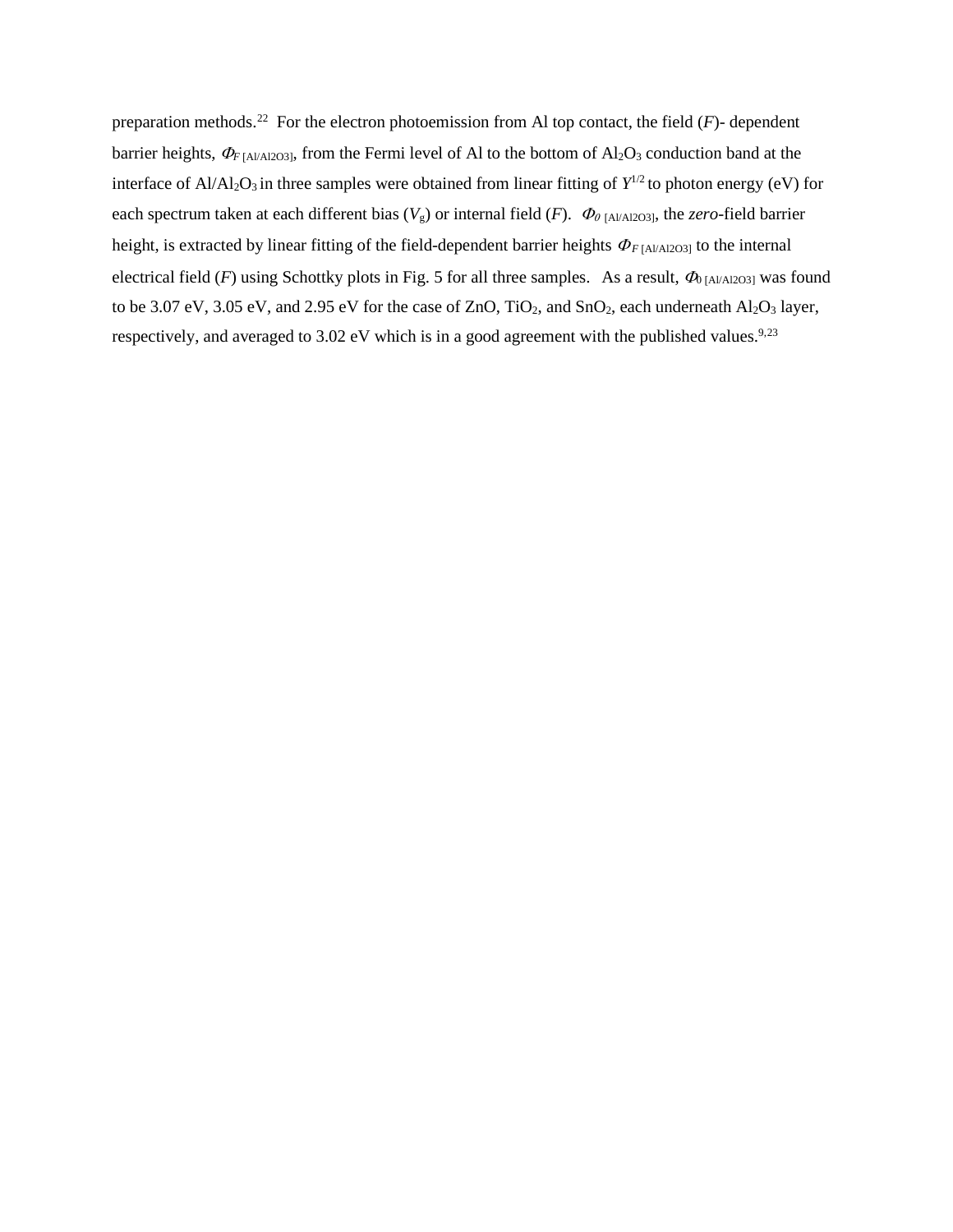preparation methods.[22] For the electron photoemission from Al top contact, the field ($F$)- dependent barrier heights, $\Phi_{F\,[Al/Al2O3]}$, from the Fermi level of Al to the bottom of $Al_2O_3$ conduction band at the interface of $Al/Al_2O_3$ in three samples were obtained from linear fitting of $Y^{1/2}$ to photon energy (eV) for each spectrum taken at each different bias ($V_g$) or internal field ($F$). $\Phi_{0\,[Al/Al2O3]}$, the *zero*-field barrier height, is extracted by linear fitting of the field-dependent barrier heights $\Phi_{F\,[Al/Al2O3]}$ to the internal electrical field ($F$) using Schottky plots in Fig. 5 for all three samples. As a result, $\Phi_{0\,[Al/Al2O3]}$ was found to be 3.07 eV, 3.05 eV, and 2.95 eV for the case of ZnO, $TiO_2$, and $SnO_2$, each underneath $Al_2O_3$ layer, respectively, and averaged to 3.02 eV which is in a good agreement with the published values.[9,23]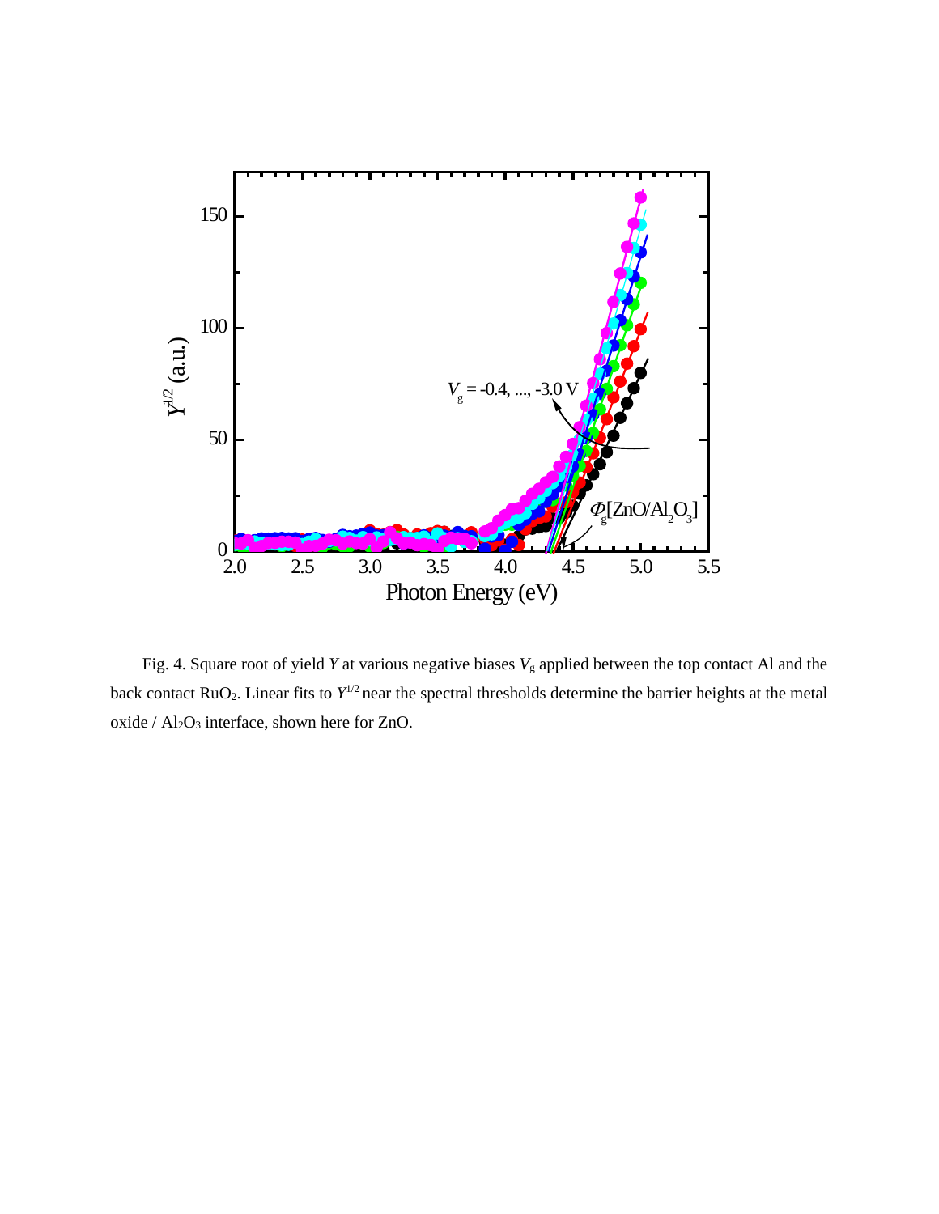Fig. 4. Square root of yield $Y$ at various negative biases $V_g$ applied between the top contact Al and the back contact $RuO_2$. Linear fits to $Y^{1/2}$ near the spectral thresholds determine the barrier heights at the metal oxide / $Al_2O_3$ interface, shown here for ZnO.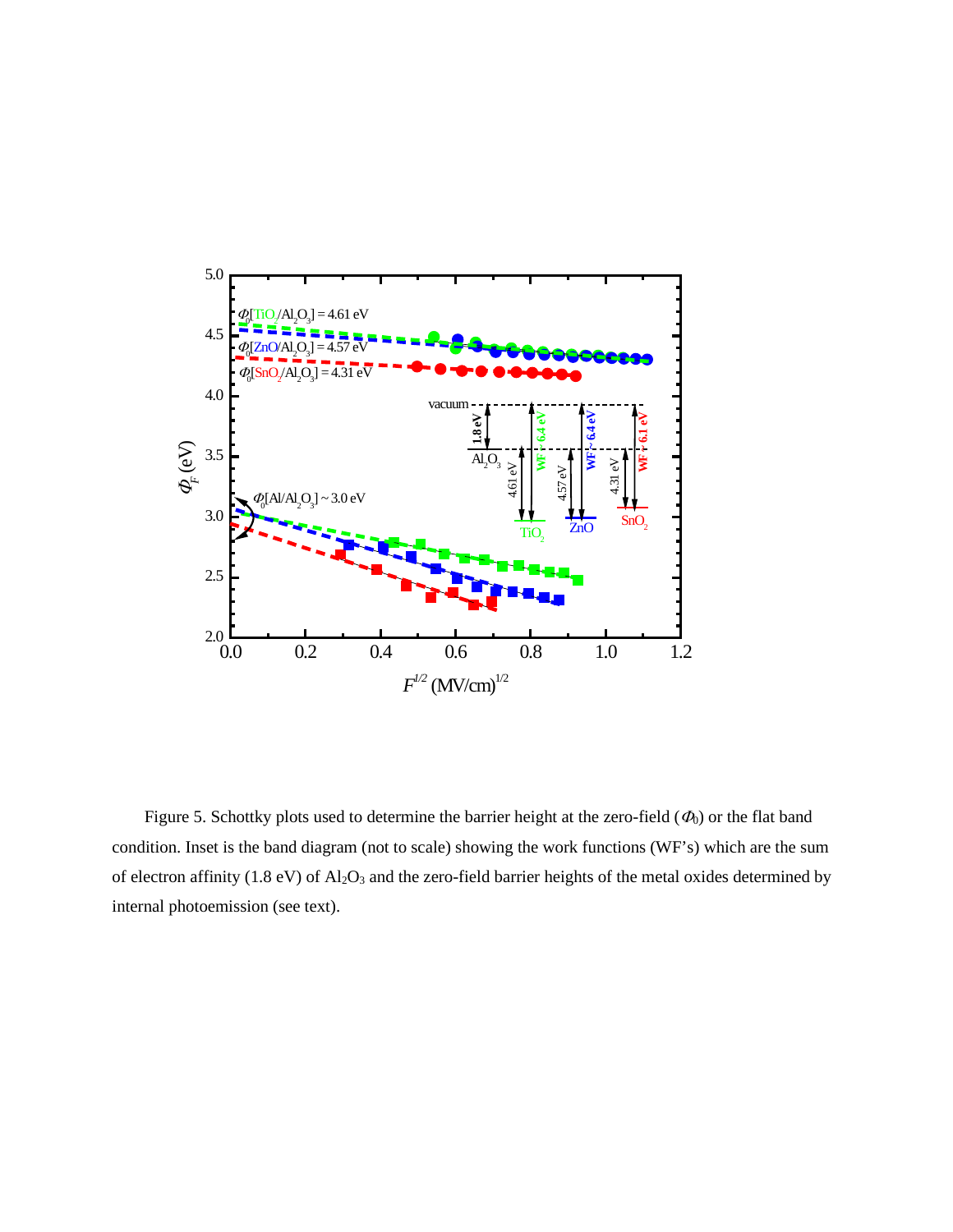Figure 5. Schottky plots used to determine the barrier height at the zero-field ($\Phi_0$) or the flat band condition. Inset is the band diagram (not to scale) showing the work functions (WF's) which are the sum of electron affinity (1.8 eV) of $Al_2O_3$ and the zero-field barrier heights of the metal oxides determined by internal photoemission (see text).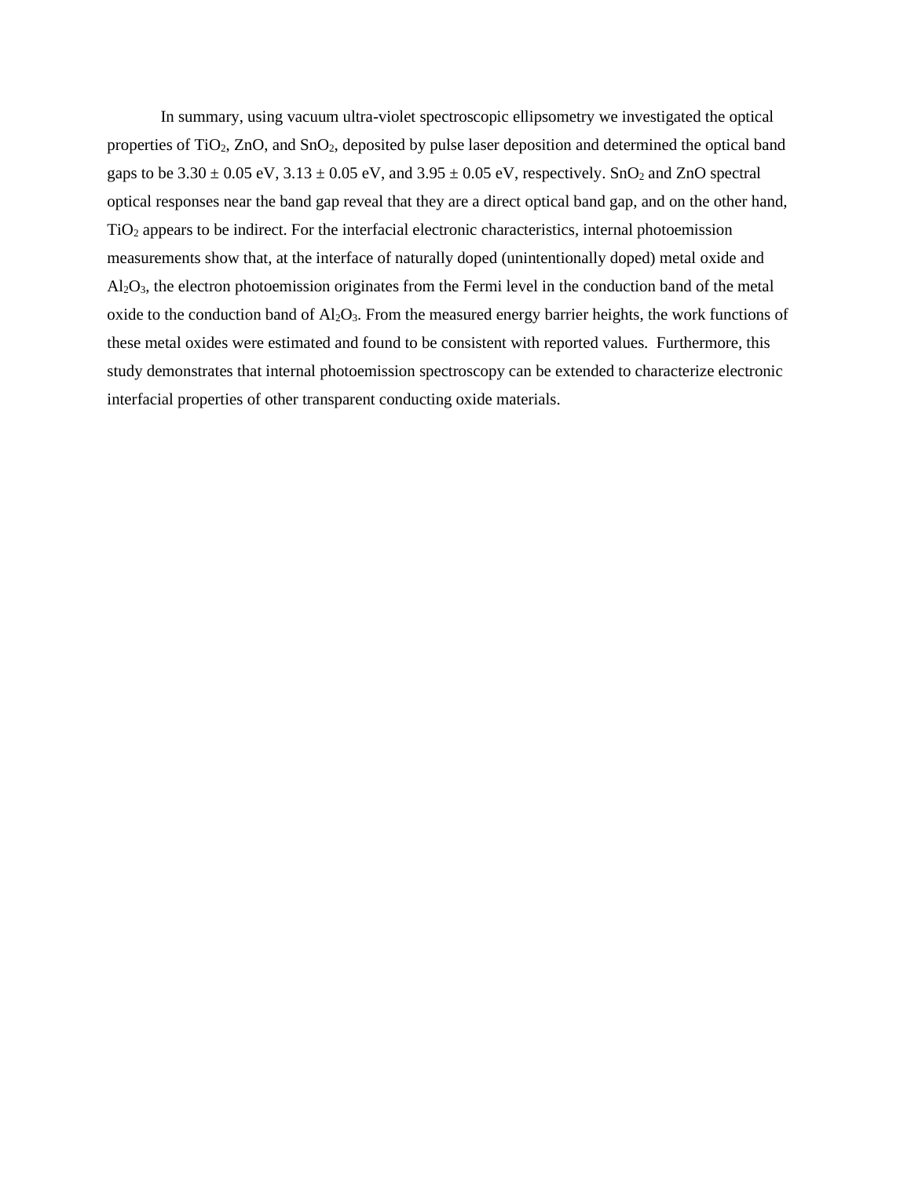In summary, using vacuum ultra-violet spectroscopic ellipsometry we investigated the optical properties of $TiO_2$, ZnO, and $SnO_2$, deposited by pulse laser deposition and determined the optical band gaps to be 3.30 ± 0.05 eV, 3.13 ± 0.05 eV, and 3.95 ± 0.05 eV, respectively. $SnO_2$ and ZnO spectral optical responses near the band gap reveal that they are a direct optical band gap, and on the other hand, $TiO_2$ appears to be indirect. For the interfacial electronic characteristics, internal photoemission measurements show that, at the interface of naturally doped (unintentionally doped) metal oxide and $Al_2O_3$, the electron photoemission originates from the Fermi level in the conduction band of the metal oxide to the conduction band of $Al_2O_3$. From the measured energy barrier heights, the work functions of these metal oxides were estimated and found to be consistent with reported values. Furthermore, this study demonstrates that internal photoemission spectroscopy can be extended to characterize electronic interfacial properties of other transparent conducting oxide materials.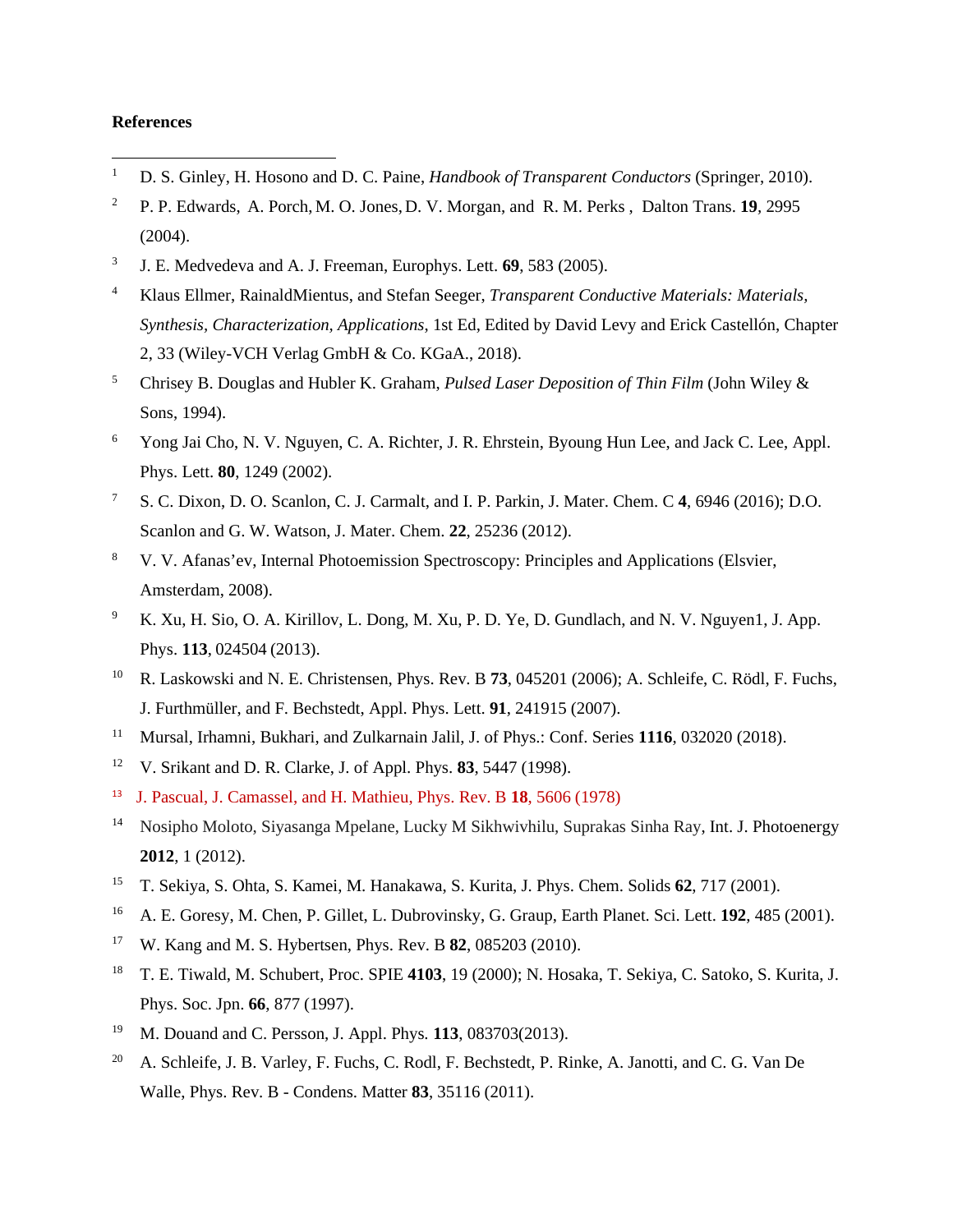**References**

1. D. S. Ginley, H. Hosono and D. C. Paine, *Handbook of Transparent Conductors* (Springer, 2010).
2. P. P. Edwards, A. Porch, M. O. Jones, D. V. Morgan, and R. M. Perks , Dalton Trans. **19**, 2995 (2004).
3. J. E. Medvedeva and A. J. Freeman, Europhys. Lett. **69**, 583 (2005).
4. Klaus Ellmer, RainaldMientus, and Stefan Seeger, *Transparent Conductive Materials: Materials, Synthesis, Characterization, Applications*, 1st Ed, Edited by David Levy and Erick Castellón, Chapter 2, 33 (Wiley-VCH Verlag GmbH & Co. KGaA., 2018).
5. Chrisey B. Douglas and Hubler K. Graham, *Pulsed Laser Deposition of Thin Film* (John Wiley & Sons, 1994).
6. Yong Jai Cho, N. V. Nguyen, C. A. Richter, J. R. Ehrstein, Byoung Hun Lee, and Jack C. Lee, Appl. Phys. Lett. **80**, 1249 (2002).
7. S. C. Dixon, D. O. Scanlon, C. J. Carmalt, and I. P. Parkin, J. Mater. Chem. C **4**, 6946 (2016); D.O. Scanlon and G. W. Watson, J. Mater. Chem. **22**, 25236 (2012).
8. V. V. Afanas'ev, Internal Photoemission Spectroscopy: Principles and Applications (Elsvier, Amsterdam, 2008).
9. K. Xu, H. Sio, O. A. Kirillov, L. Dong, M. Xu, P. D. Ye, D. Gundlach, and N. V. Nguyen1, J. App. Phys. **113**, 024504 (2013).
10. R. Laskowski and N. E. Christensen, Phys. Rev. B **73**, 045201 (2006); A. Schleife, C. Rödl, F. Fuchs, J. Furthmüller, and F. Bechstedt, Appl. Phys. Lett. **91**, 241915 (2007).
11. Mursal, Irhamni, Bukhari, and Zulkarnain Jalil, J. of Phys.: Conf. Series **1116**, 032020 (2018).
12. V. Srikant and D. R. Clarke, J. of Appl. Phys. **83**, 5447 (1998).
13. J. Pascual, J. Camassel, and H. Mathieu, Phys. Rev. B **18**, 5606 (1978)
14. Nosipho Moloto, Siyasanga Mpelane, Lucky M Sikhwivhilu, Suprakas Sinha Ray, Int. J. Photoenergy **2012**, 1 (2012).
15. T. Sekiya, S. Ohta, S. Kamei, M. Hanakawa, S. Kurita, J. Phys. Chem. Solids **62**, 717 (2001).
16. A. E. Goresy, M. Chen, P. Gillet, L. Dubrovinsky, G. Graup, Earth Planet. Sci. Lett. **192**, 485 (2001).
17. W. Kang and M. S. Hybertsen, Phys. Rev. B **82**, 085203 (2010).
18. T. E. Tiwald, M. Schubert, Proc. SPIE **4103**, 19 (2000); N. Hosaka, T. Sekiya, C. Satoko, S. Kurita, J. Phys. Soc. Jpn. **66**, 877 (1997).
19. M. Douand and C. Persson, J. Appl. Phys. **113**, 083703(2013).
20. A. Schleife, J. B. Varley, F. Fuchs, C. Rodl, F. Bechstedt, P. Rinke, A. Janotti, and C. G. Van De Walle, Phys. Rev. B - Condens. Matter **83**, 35116 (2011).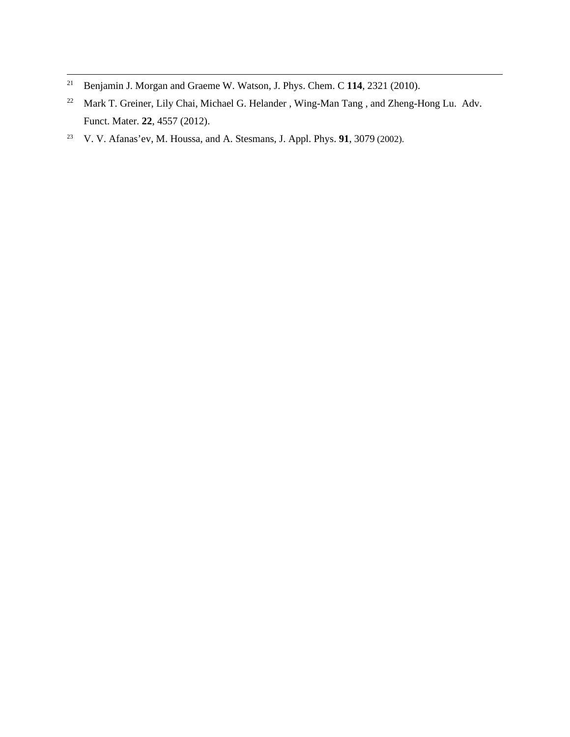[21] Benjamin J. Morgan and Graeme W. Watson, J. Phys. Chem. C **114**, 2321 (2010).

[22] Mark T. Greiner, Lily Chai, Michael G. Helander , Wing-Man Tang , and Zheng-Hong Lu. Adv. Funct. Mater. **22**, 4557 (2012).

[23] V. V. Afanas'ev, M. Houssa, and A. Stesmans, J. Appl. Phys. **91**, 3079 (2002).